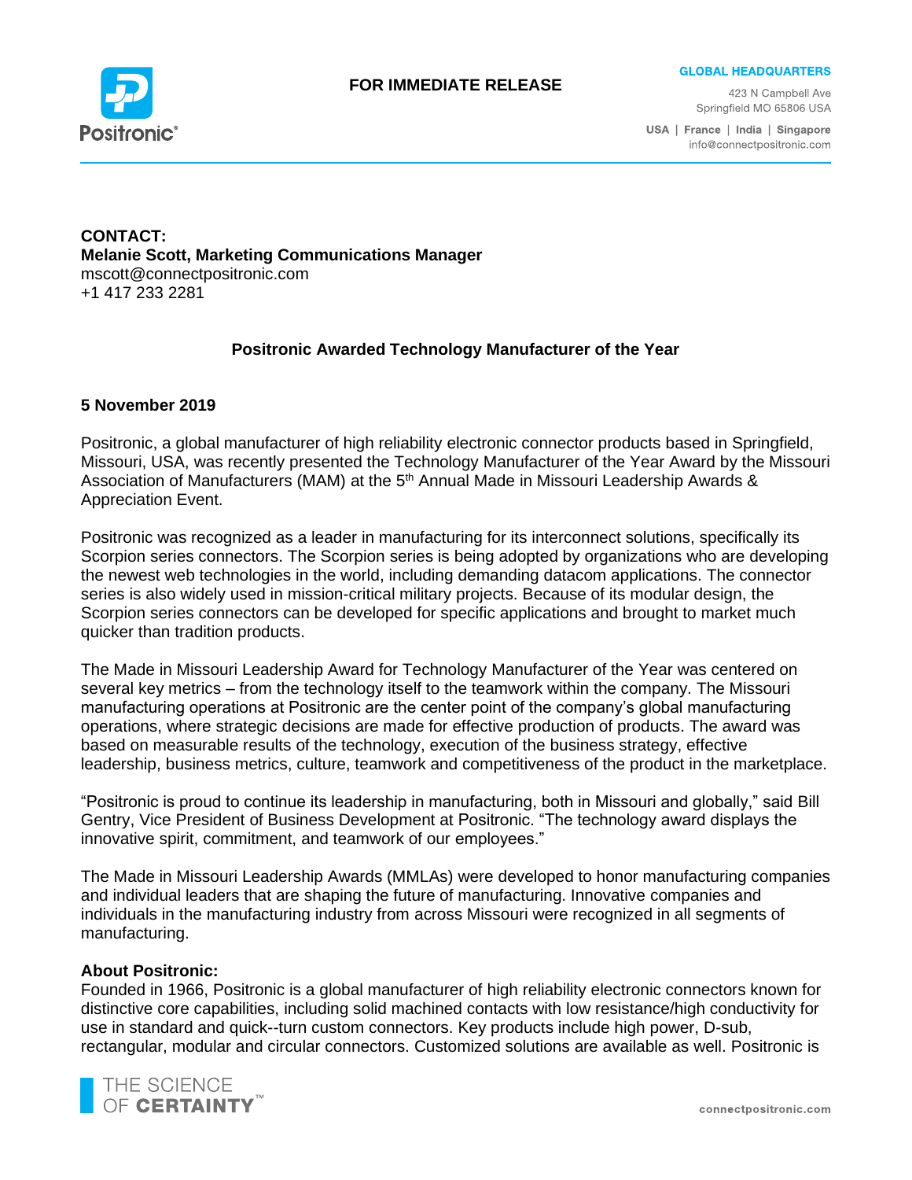**FOR IMMEDIATE RELEASE**

**GLOBAL HEADQUARTERS**

423 N Campbell Ave
Springfield MO 65806 USA

USA | France | India | Singapore
info@connectpositronic.com

**CONTACT:**
**Melanie Scott, Marketing Communications Manager**
mscott@connectpositronic.com
+1 417 233 2281

## Positronic Awarded Technology Manufacturer of the Year

**5 November 2019**

Positronic, a global manufacturer of high reliability electronic connector products based in Springfield, Missouri, USA, was recently presented the Technology Manufacturer of the Year Award by the Missouri Association of Manufacturers (MAM) at the 5th Annual Made in Missouri Leadership Awards & Appreciation Event.

Positronic was recognized as a leader in manufacturing for its interconnect solutions, specifically its Scorpion series connectors. The Scorpion series is being adopted by organizations who are developing the newest web technologies in the world, including demanding datacom applications. The connector series is also widely used in mission-critical military projects. Because of its modular design, the Scorpion series connectors can be developed for specific applications and brought to market much quicker than tradition products.

The Made in Missouri Leadership Award for Technology Manufacturer of the Year was centered on several key metrics – from the technology itself to the teamwork within the company. The Missouri manufacturing operations at Positronic are the center point of the company's global manufacturing operations, where strategic decisions are made for effective production of products. The award was based on measurable results of the technology, execution of the business strategy, effective leadership, business metrics, culture, teamwork and competitiveness of the product in the marketplace.

"Positronic is proud to continue its leadership in manufacturing, both in Missouri and globally," said Bill Gentry, Vice President of Business Development at Positronic. "The technology award displays the innovative spirit, commitment, and teamwork of our employees."

The Made in Missouri Leadership Awards (MMLAs) were developed to honor manufacturing companies and individual leaders that are shaping the future of manufacturing. Innovative companies and individuals in the manufacturing industry from across Missouri were recognized in all segments of manufacturing.

**About Positronic:**
Founded in 1966, Positronic is a global manufacturer of high reliability electronic connectors known for distinctive core capabilities, including solid machined contacts with low resistance/high conductivity for use in standard and quick--turn custom connectors. Key products include high power, D-sub, rectangular, modular and circular connectors. Customized solutions are available as well. Positronic is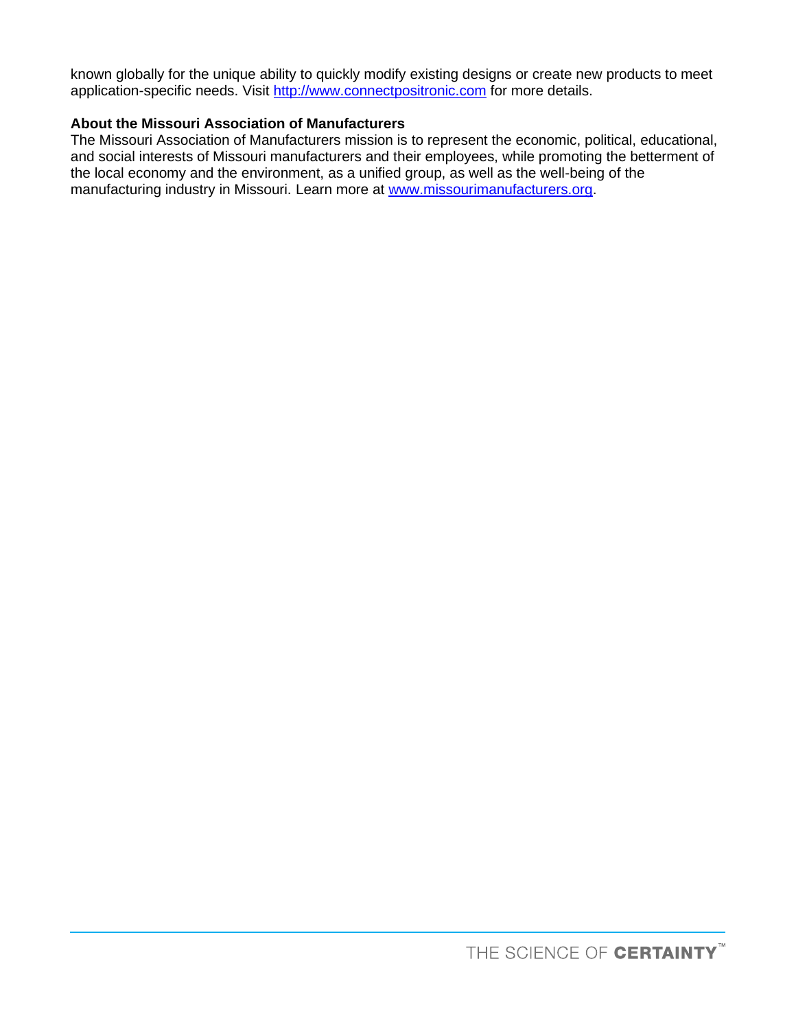known globally for the unique ability to quickly modify existing designs or create new products to meet application-specific needs. Visit http://www.connectpositronic.com for more details.

**About the Missouri Association of Manufacturers**

The Missouri Association of Manufacturers mission is to represent the economic, political, educational, and social interests of Missouri manufacturers and their employees, while promoting the betterment of the local economy and the environment, as a unified group, as well as the well-being of the manufacturing industry in Missouri. Learn more at www.missourimanufacturers.org.